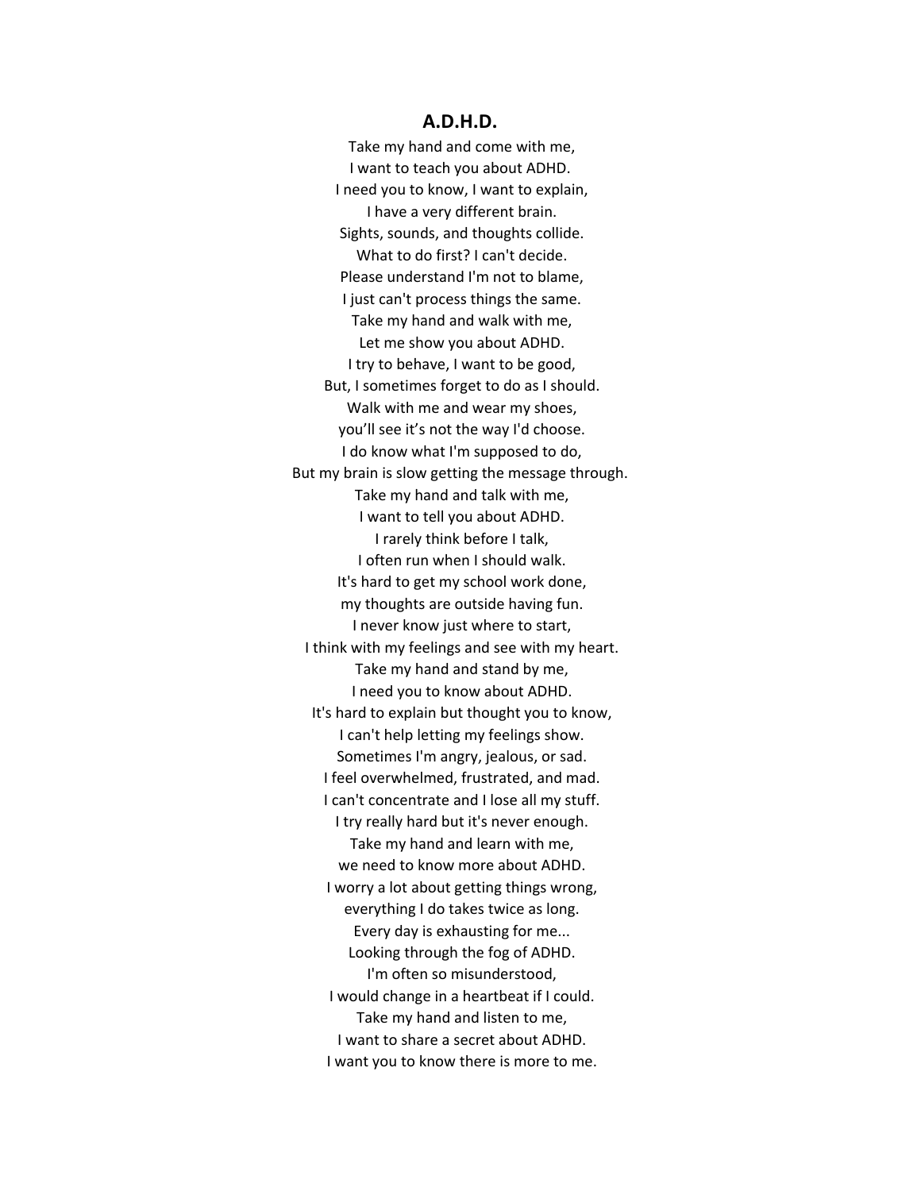## A.D.H.D.

Take my hand and come with me,
I want to teach you about ADHD.
I need you to know, I want to explain,
I have a very different brain.
Sights, sounds, and thoughts collide.
What to do first? I can't decide.
Please understand I'm not to blame,
I just can't process things the same.
Take my hand and walk with me,
Let me show you about ADHD.
I try to behave, I want to be good,
But, I sometimes forget to do as I should.
Walk with me and wear my shoes,
you'll see it's not the way I'd choose.
I do know what I'm supposed to do,
But my brain is slow getting the message through.
Take my hand and talk with me,
I want to tell you about ADHD.
I rarely think before I talk,
I often run when I should walk.
It's hard to get my school work done,
my thoughts are outside having fun.
I never know just where to start,
I think with my feelings and see with my heart.
Take my hand and stand by me,
I need you to know about ADHD.
It's hard to explain but thought you to know,
I can't help letting my feelings show.
Sometimes I'm angry, jealous, or sad.
I feel overwhelmed, frustrated, and mad.
I can't concentrate and I lose all my stuff.
I try really hard but it's never enough.
Take my hand and learn with me,
we need to know more about ADHD.
I worry a lot about getting things wrong,
everything I do takes twice as long.
Every day is exhausting for me...
Looking through the fog of ADHD.
I'm often so misunderstood,
I would change in a heartbeat if I could.
Take my hand and listen to me,
I want to share a secret about ADHD.
I want you to know there is more to me.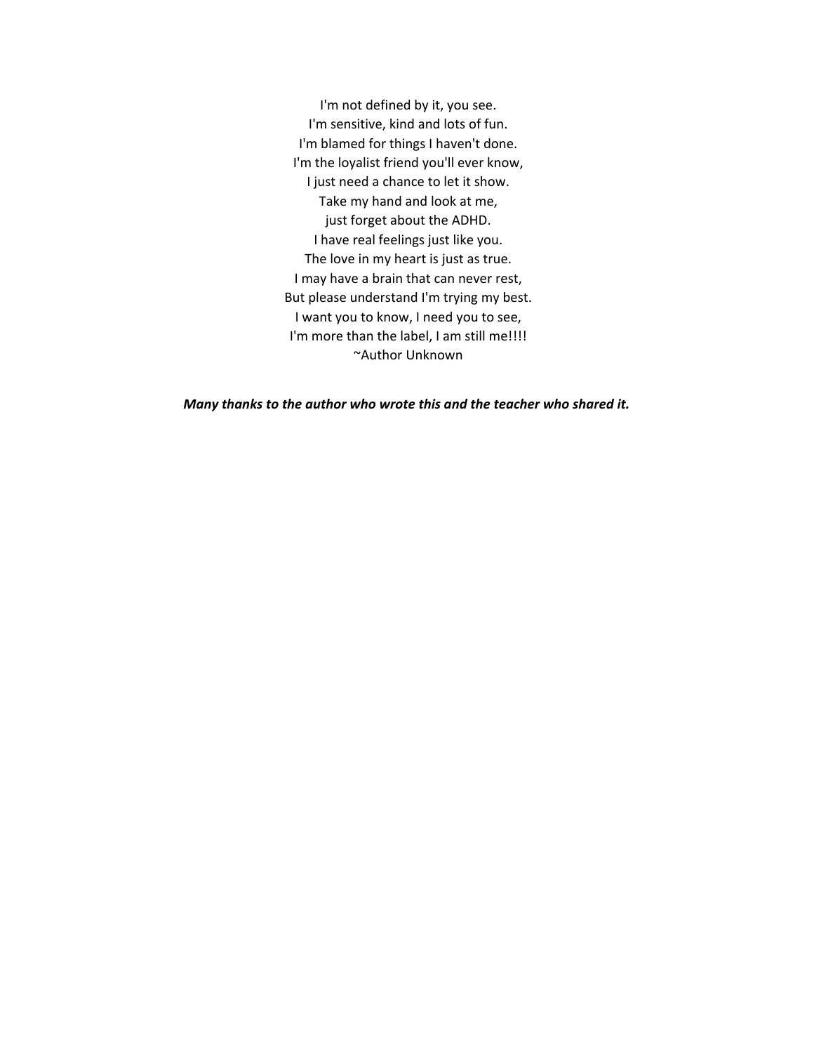I'm not defined by it, you see.
I'm sensitive, kind and lots of fun.
I'm blamed for things I haven't done.
I'm the loyalist friend you'll ever know,
I just need a chance to let it show.
Take my hand and look at me,
just forget about the ADHD.
I have real feelings just like you.
The love in my heart is just as true.
I may have a brain that can never rest,
But please understand I'm trying my best.
I want you to know, I need you to see,
I'm more than the label, I am still me!!!!
~Author Unknown

***Many thanks to the author who wrote this and the teacher who shared it.***